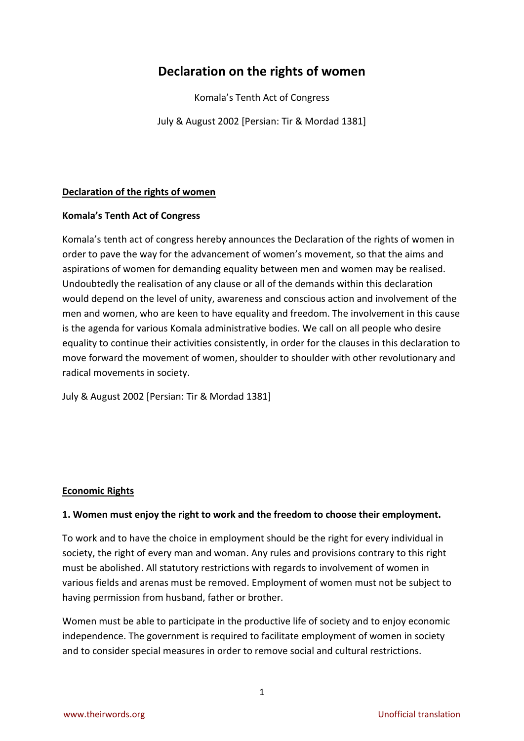# Declaration on the rights of women

Komala's Tenth Act of Congress

July & August 2002 [Persian: Tir & Mordad 1381]

## Declaration of the rights of women

**Komala's Tenth Act of Congress**

Komala's tenth act of congress hereby announces the Declaration of the rights of women in order to pave the way for the advancement of women's movement, so that the aims and aspirations of women for demanding equality between men and women may be realised. Undoubtedly the realisation of any clause or all of the demands within this declaration would depend on the level of unity, awareness and conscious action and involvement of the men and women, who are keen to have equality and freedom. The involvement in this cause is the agenda for various Komala administrative bodies. We call on all people who desire equality to continue their activities consistently, in order for the clauses in this declaration to move forward the movement of women, shoulder to shoulder with other revolutionary and radical movements in society.

July & August 2002 [Persian: Tir & Mordad 1381]

## Economic Rights

**1. Women must enjoy the right to work and the freedom to choose their employment.**

To work and to have the choice in employment should be the right for every individual in society, the right of every man and woman. Any rules and provisions contrary to this right must be abolished. All statutory restrictions with regards to involvement of women in various fields and arenas must be removed. Employment of women must not be subject to having permission from husband, father or brother.

Women must be able to participate in the productive life of society and to enjoy economic independence. The government is required to facilitate employment of women in society and to consider special measures in order to remove social and cultural restrictions.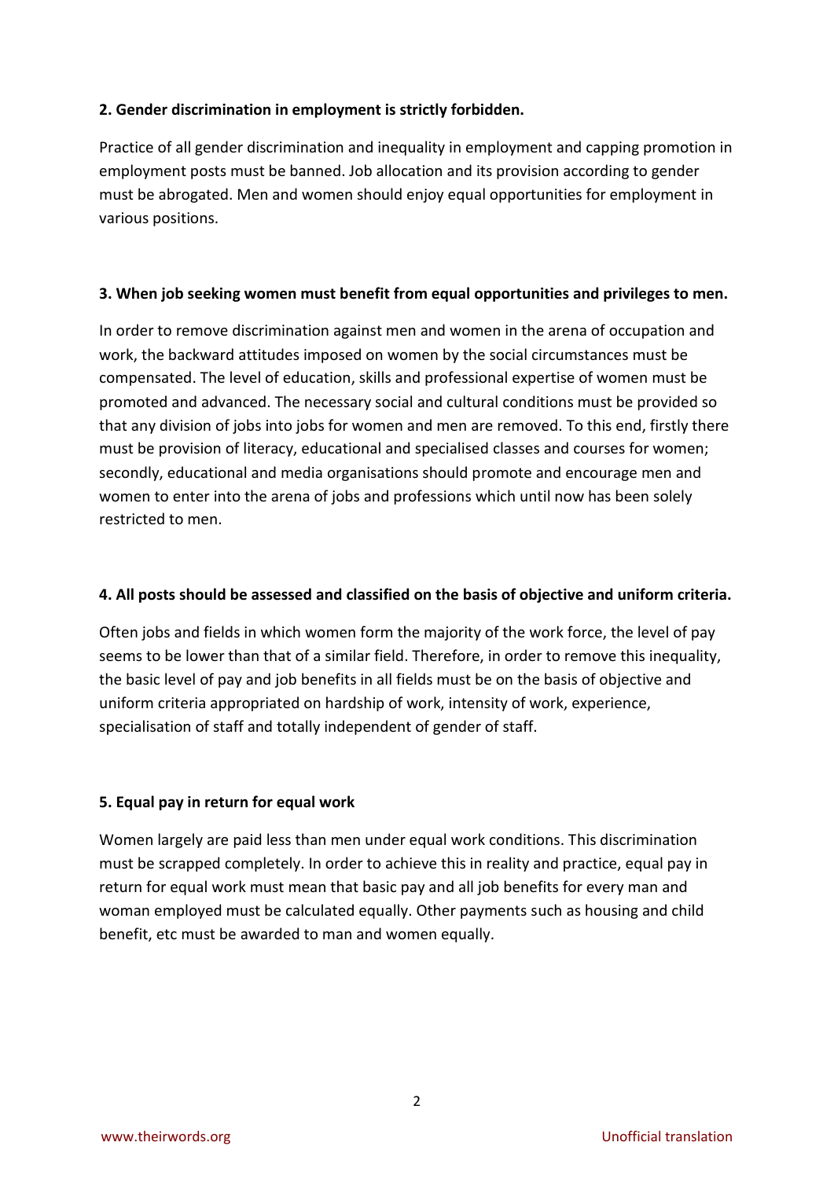**2. Gender discrimination in employment is strictly forbidden.**

Practice of all gender discrimination and inequality in employment and capping promotion in employment posts must be banned. Job allocation and its provision according to gender must be abrogated. Men and women should enjoy equal opportunities for employment in various positions.

**3. When job seeking women must benefit from equal opportunities and privileges to men.**

In order to remove discrimination against men and women in the arena of occupation and work, the backward attitudes imposed on women by the social circumstances must be compensated. The level of education, skills and professional expertise of women must be promoted and advanced. The necessary social and cultural conditions must be provided so that any division of jobs into jobs for women and men are removed. To this end, firstly there must be provision of literacy, educational and specialised classes and courses for women; secondly, educational and media organisations should promote and encourage men and women to enter into the arena of jobs and professions which until now has been solely restricted to men.

**4. All posts should be assessed and classified on the basis of objective and uniform criteria.**

Often jobs and fields in which women form the majority of the work force, the level of pay seems to be lower than that of a similar field. Therefore, in order to remove this inequality, the basic level of pay and job benefits in all fields must be on the basis of objective and uniform criteria appropriated on hardship of work, intensity of work, experience, specialisation of staff and totally independent of gender of staff.

**5. Equal pay in return for equal work**

Women largely are paid less than men under equal work conditions. This discrimination must be scrapped completely. In order to achieve this in reality and practice, equal pay in return for equal work must mean that basic pay and all job benefits for every man and woman employed must be calculated equally. Other payments such as housing and child benefit, etc must be awarded to man and women equally.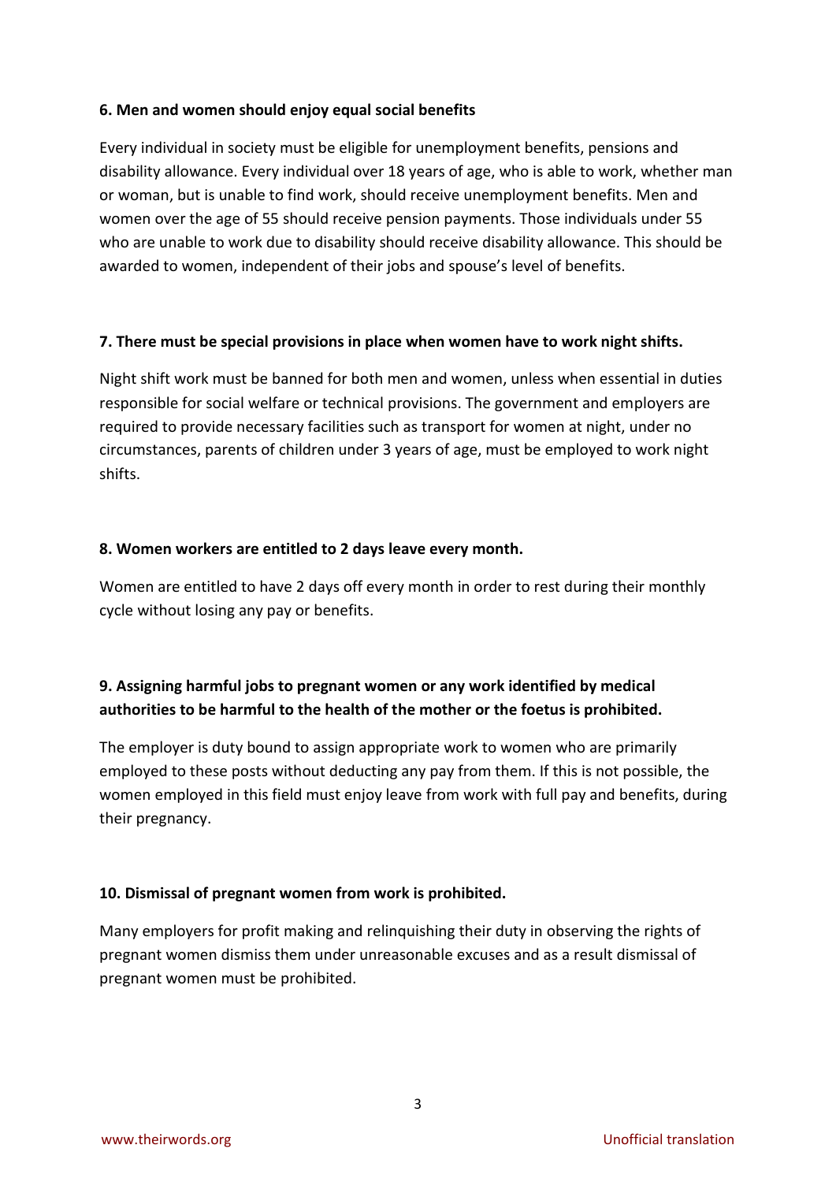**6. Men and women should enjoy equal social benefits**

Every individual in society must be eligible for unemployment benefits, pensions and disability allowance. Every individual over 18 years of age, who is able to work, whether man or woman, but is unable to find work, should receive unemployment benefits. Men and women over the age of 55 should receive pension payments. Those individuals under 55 who are unable to work due to disability should receive disability allowance. This should be awarded to women, independent of their jobs and spouse's level of benefits.

**7. There must be special provisions in place when women have to work night shifts.**

Night shift work must be banned for both men and women, unless when essential in duties responsible for social welfare or technical provisions. The government and employers are required to provide necessary facilities such as transport for women at night, under no circumstances, parents of children under 3 years of age, must be employed to work night shifts.

**8. Women workers are entitled to 2 days leave every month.**

Women are entitled to have 2 days off every month in order to rest during their monthly cycle without losing any pay or benefits.

**9. Assigning harmful jobs to pregnant women or any work identified by medical authorities to be harmful to the health of the mother or the foetus is prohibited.**

The employer is duty bound to assign appropriate work to women who are primarily employed to these posts without deducting any pay from them. If this is not possible, the women employed in this field must enjoy leave from work with full pay and benefits, during their pregnancy.

**10. Dismissal of pregnant women from work is prohibited.**

Many employers for profit making and relinquishing their duty in observing the rights of pregnant women dismiss them under unreasonable excuses and as a result dismissal of pregnant women must be prohibited.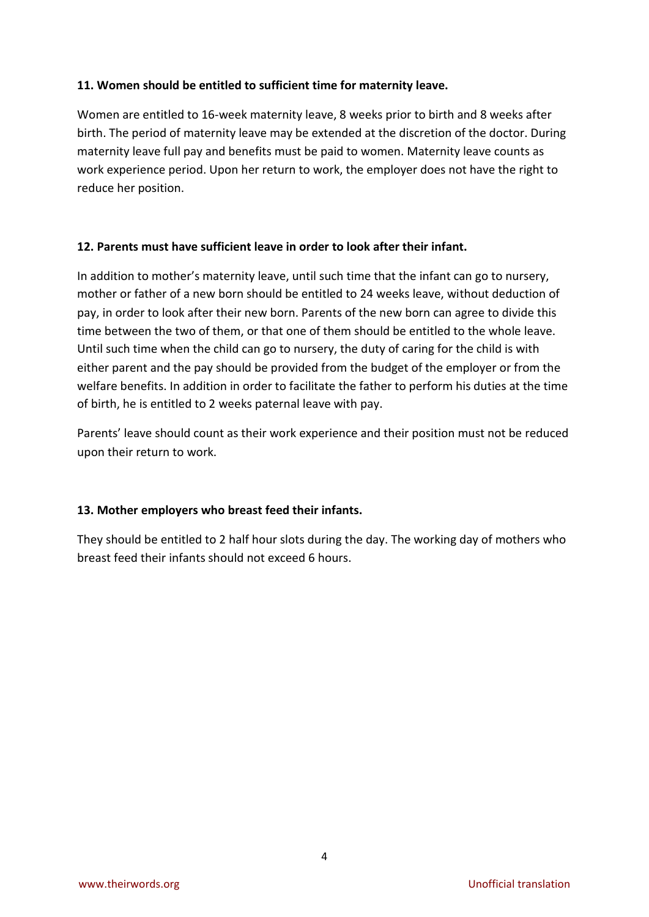**11. Women should be entitled to sufficient time for maternity leave.**

Women are entitled to 16-week maternity leave, 8 weeks prior to birth and 8 weeks after birth. The period of maternity leave may be extended at the discretion of the doctor. During maternity leave full pay and benefits must be paid to women. Maternity leave counts as work experience period. Upon her return to work, the employer does not have the right to reduce her position.

**12. Parents must have sufficient leave in order to look after their infant.**

In addition to mother's maternity leave, until such time that the infant can go to nursery, mother or father of a new born should be entitled to 24 weeks leave, without deduction of pay, in order to look after their new born. Parents of the new born can agree to divide this time between the two of them, or that one of them should be entitled to the whole leave. Until such time when the child can go to nursery, the duty of caring for the child is with either parent and the pay should be provided from the budget of the employer or from the welfare benefits. In addition in order to facilitate the father to perform his duties at the time of birth, he is entitled to 2 weeks paternal leave with pay.

Parents' leave should count as their work experience and their position must not be reduced upon their return to work.

**13. Mother employers who breast feed their infants.**

They should be entitled to 2 half hour slots during the day. The working day of mothers who breast feed their infants should not exceed 6 hours.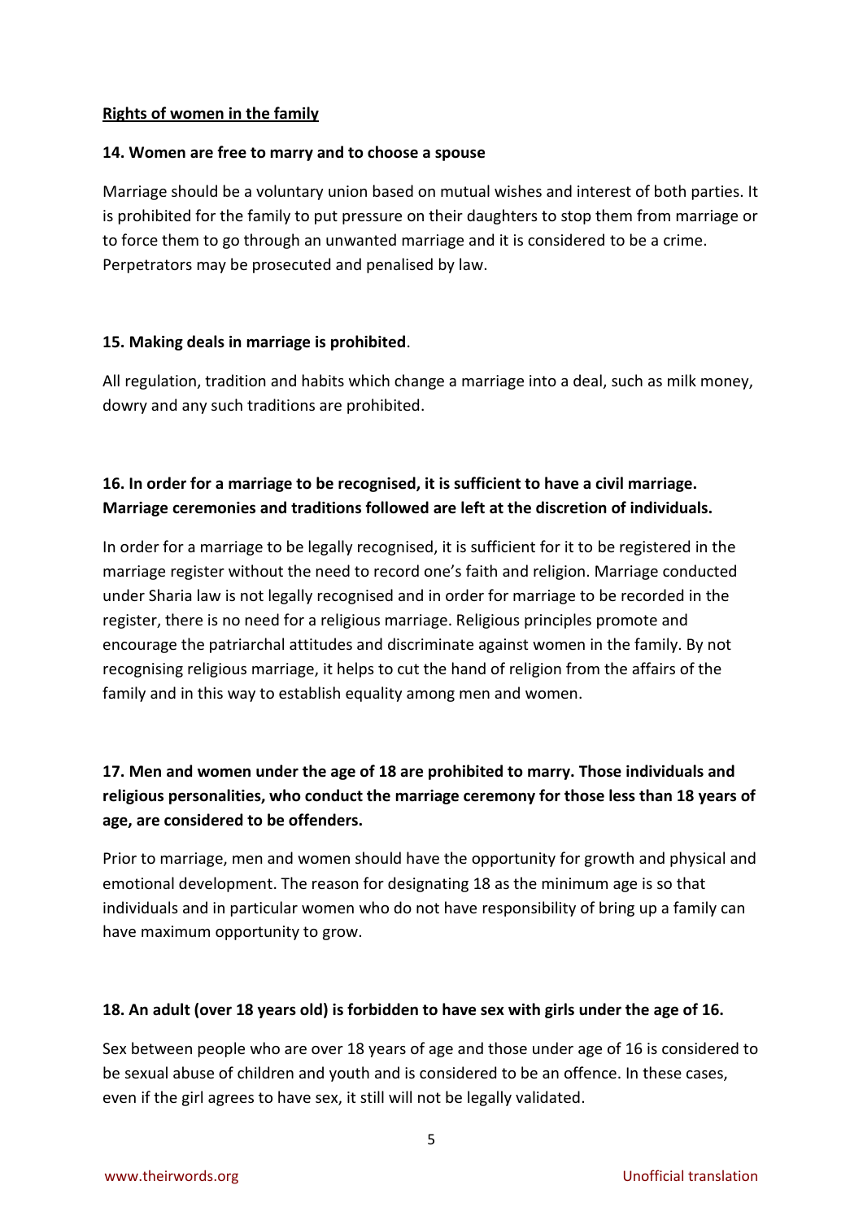## Rights of women in the family

**14. Women are free to marry and to choose a spouse**

Marriage should be a voluntary union based on mutual wishes and interest of both parties. It is prohibited for the family to put pressure on their daughters to stop them from marriage or to force them to go through an unwanted marriage and it is considered to be a crime. Perpetrators may be prosecuted and penalised by law.

**15. Making deals in marriage is prohibited**.

All regulation, tradition and habits which change a marriage into a deal, such as milk money, dowry and any such traditions are prohibited.

**16. In order for a marriage to be recognised, it is sufficient to have a civil marriage. Marriage ceremonies and traditions followed are left at the discretion of individuals.**

In order for a marriage to be legally recognised, it is sufficient for it to be registered in the marriage register without the need to record one's faith and religion. Marriage conducted under Sharia law is not legally recognised and in order for marriage to be recorded in the register, there is no need for a religious marriage. Religious principles promote and encourage the patriarchal attitudes and discriminate against women in the family. By not recognising religious marriage, it helps to cut the hand of religion from the affairs of the family and in this way to establish equality among men and women.

**17. Men and women under the age of 18 are prohibited to marry. Those individuals and religious personalities, who conduct the marriage ceremony for those less than 18 years of age, are considered to be offenders.**

Prior to marriage, men and women should have the opportunity for growth and physical and emotional development. The reason for designating 18 as the minimum age is so that individuals and in particular women who do not have responsibility of bring up a family can have maximum opportunity to grow.

**18. An adult (over 18 years old) is forbidden to have sex with girls under the age of 16.**

Sex between people who are over 18 years of age and those under age of 16 is considered to be sexual abuse of children and youth and is considered to be an offence. In these cases, even if the girl agrees to have sex, it still will not be legally validated.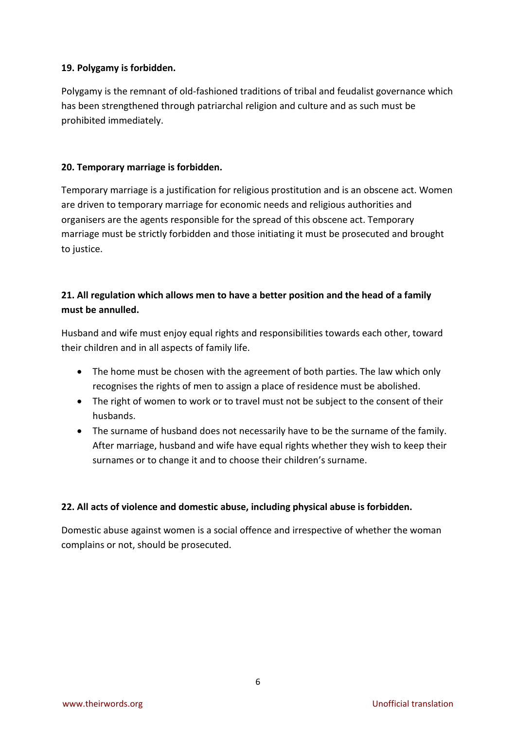**19. Polygamy is forbidden.**

Polygamy is the remnant of old-fashioned traditions of tribal and feudalist governance which has been strengthened through patriarchal religion and culture and as such must be prohibited immediately.

**20. Temporary marriage is forbidden.**

Temporary marriage is a justification for religious prostitution and is an obscene act. Women are driven to temporary marriage for economic needs and religious authorities and organisers are the agents responsible for the spread of this obscene act. Temporary marriage must be strictly forbidden and those initiating it must be prosecuted and brought to justice.

**21. All regulation which allows men to have a better position and the head of a family must be annulled.**

Husband and wife must enjoy equal rights and responsibilities towards each other, toward their children and in all aspects of family life.

- The home must be chosen with the agreement of both parties. The law which only recognises the rights of men to assign a place of residence must be abolished.
- The right of women to work or to travel must not be subject to the consent of their husbands.
- The surname of husband does not necessarily have to be the surname of the family. After marriage, husband and wife have equal rights whether they wish to keep their surnames or to change it and to choose their children's surname.

**22. All acts of violence and domestic abuse, including physical abuse is forbidden.**

Domestic abuse against women is a social offence and irrespective of whether the woman complains or not, should be prosecuted.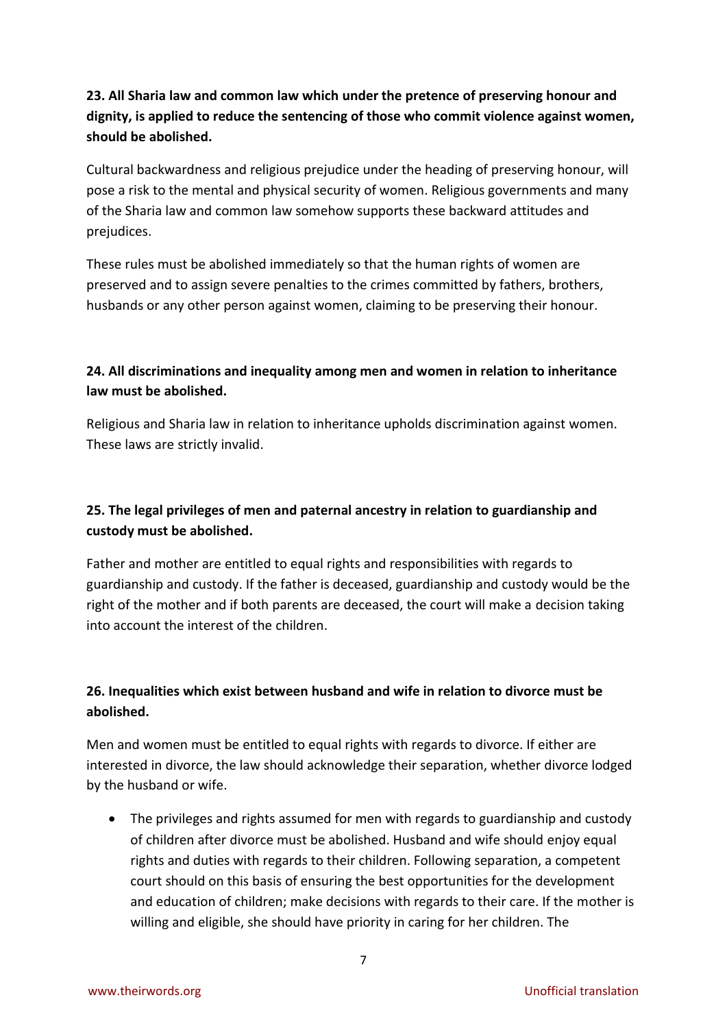**23. All Sharia law and common law which under the pretence of preserving honour and dignity, is applied to reduce the sentencing of those who commit violence against women, should be abolished.**

Cultural backwardness and religious prejudice under the heading of preserving honour, will pose a risk to the mental and physical security of women. Religious governments and many of the Sharia law and common law somehow supports these backward attitudes and prejudices.

These rules must be abolished immediately so that the human rights of women are preserved and to assign severe penalties to the crimes committed by fathers, brothers, husbands or any other person against women, claiming to be preserving their honour.

**24. All discriminations and inequality among men and women in relation to inheritance law must be abolished.**

Religious and Sharia law in relation to inheritance upholds discrimination against women. These laws are strictly invalid.

**25. The legal privileges of men and paternal ancestry in relation to guardianship and custody must be abolished.**

Father and mother are entitled to equal rights and responsibilities with regards to guardianship and custody. If the father is deceased, guardianship and custody would be the right of the mother and if both parents are deceased, the court will make a decision taking into account the interest of the children.

**26. Inequalities which exist between husband and wife in relation to divorce must be abolished.**

Men and women must be entitled to equal rights with regards to divorce. If either are interested in divorce, the law should acknowledge their separation, whether divorce lodged by the husband or wife.

- The privileges and rights assumed for men with regards to guardianship and custody of children after divorce must be abolished. Husband and wife should enjoy equal rights and duties with regards to their children. Following separation, a competent court should on this basis of ensuring the best opportunities for the development and education of children; make decisions with regards to their care. If the mother is willing and eligible, she should have priority in caring for her children. The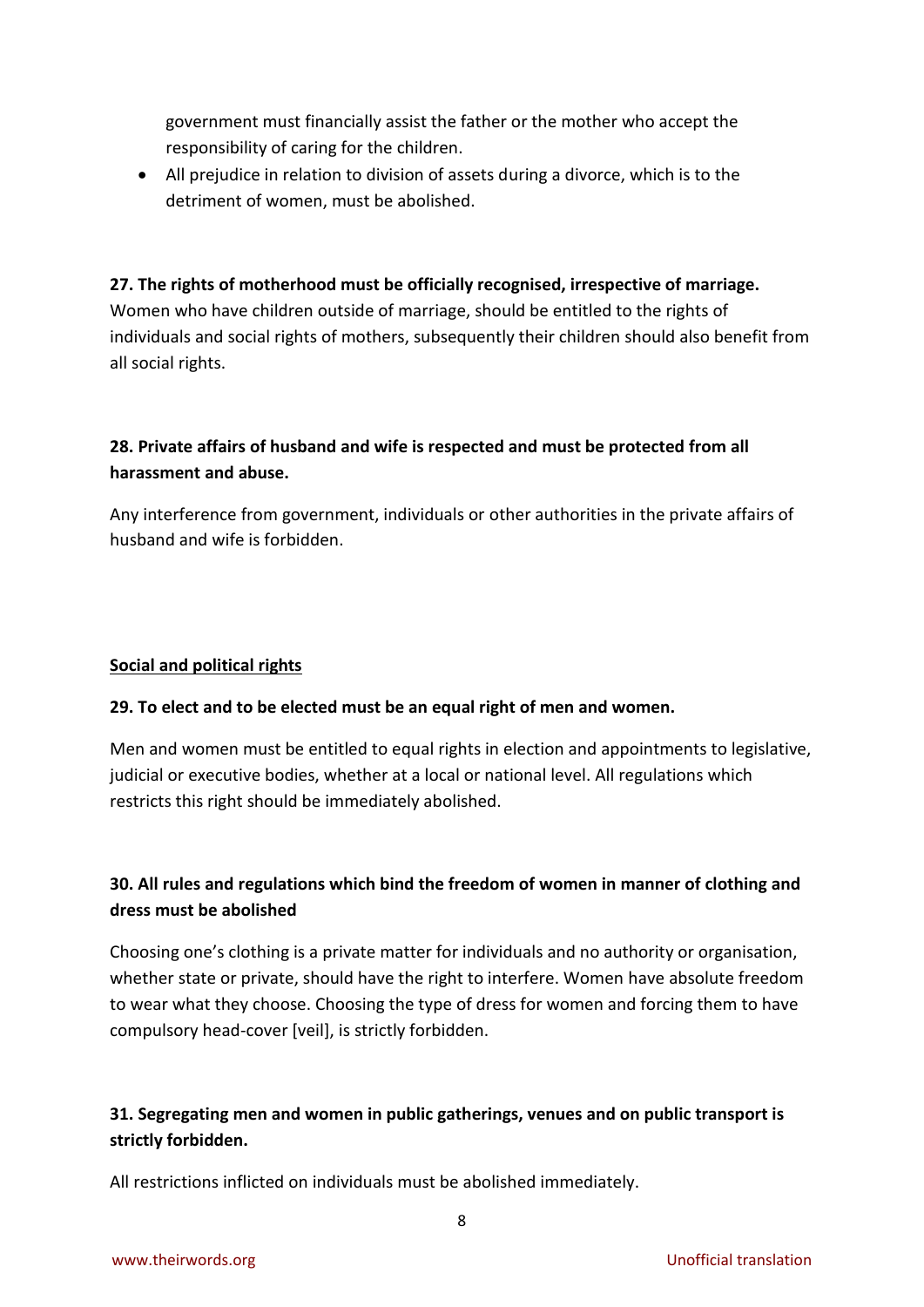government must financially assist the father or the mother who accept the responsibility of caring for the children.

- All prejudice in relation to division of assets during a divorce, which is to the detriment of women, must be abolished.

**27. The rights of motherhood must be officially recognised, irrespective of marriage.**
Women who have children outside of marriage, should be entitled to the rights of individuals and social rights of mothers, subsequently their children should also benefit from all social rights.

**28. Private affairs of husband and wife is respected and must be protected from all harassment and abuse.**

Any interference from government, individuals or other authorities in the private affairs of husband and wife is forbidden.

## Social and political rights

**29. To elect and to be elected must be an equal right of men and women.**

Men and women must be entitled to equal rights in election and appointments to legislative, judicial or executive bodies, whether at a local or national level. All regulations which restricts this right should be immediately abolished.

**30. All rules and regulations which bind the freedom of women in manner of clothing and dress must be abolished**

Choosing one's clothing is a private matter for individuals and no authority or organisation, whether state or private, should have the right to interfere. Women have absolute freedom to wear what they choose. Choosing the type of dress for women and forcing them to have compulsory head-cover [veil], is strictly forbidden.

**31. Segregating men and women in public gatherings, venues and on public transport is strictly forbidden.**

All restrictions inflicted on individuals must be abolished immediately.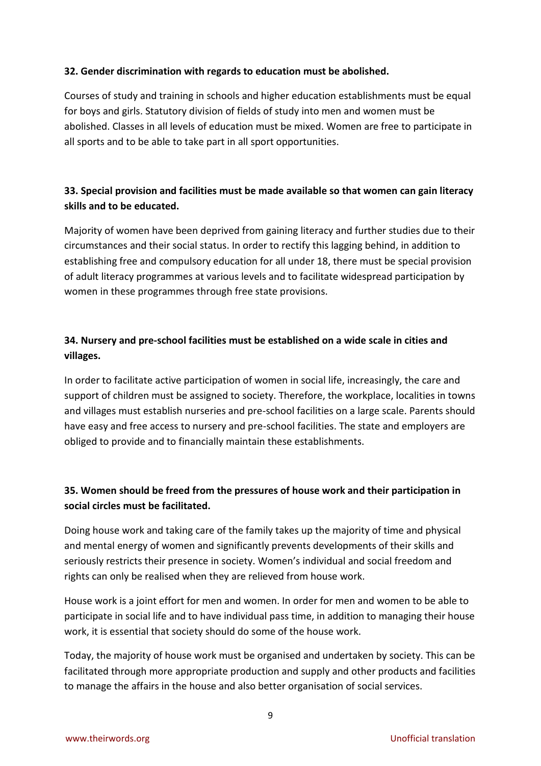**32. Gender discrimination with regards to education must be abolished.**

Courses of study and training in schools and higher education establishments must be equal for boys and girls. Statutory division of fields of study into men and women must be abolished. Classes in all levels of education must be mixed. Women are free to participate in all sports and to be able to take part in all sport opportunities.

**33. Special provision and facilities must be made available so that women can gain literacy skills and to be educated.**

Majority of women have been deprived from gaining literacy and further studies due to their circumstances and their social status. In order to rectify this lagging behind, in addition to establishing free and compulsory education for all under 18, there must be special provision of adult literacy programmes at various levels and to facilitate widespread participation by women in these programmes through free state provisions.

**34. Nursery and pre-school facilities must be established on a wide scale in cities and villages.**

In order to facilitate active participation of women in social life, increasingly, the care and support of children must be assigned to society. Therefore, the workplace, localities in towns and villages must establish nurseries and pre-school facilities on a large scale. Parents should have easy and free access to nursery and pre-school facilities. The state and employers are obliged to provide and to financially maintain these establishments.

**35. Women should be freed from the pressures of house work and their participation in social circles must be facilitated.**

Doing house work and taking care of the family takes up the majority of time and physical and mental energy of women and significantly prevents developments of their skills and seriously restricts their presence in society. Women's individual and social freedom and rights can only be realised when they are relieved from house work.

House work is a joint effort for men and women. In order for men and women to be able to participate in social life and to have individual pass time, in addition to managing their house work, it is essential that society should do some of the house work.

Today, the majority of house work must be organised and undertaken by society. This can be facilitated through more appropriate production and supply and other products and facilities to manage the affairs in the house and also better organisation of social services.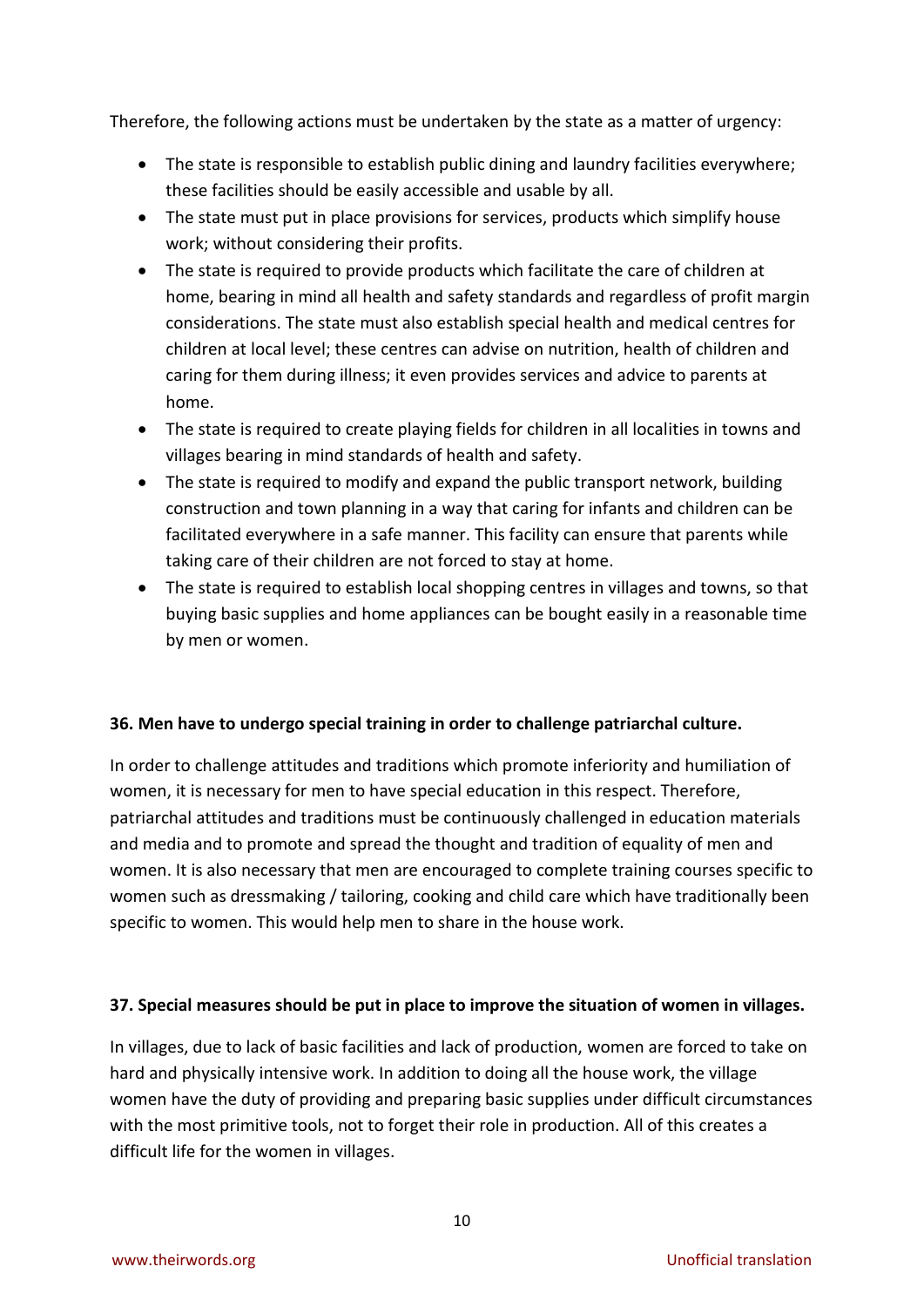Therefore, the following actions must be undertaken by the state as a matter of urgency:

- The state is responsible to establish public dining and laundry facilities everywhere; these facilities should be easily accessible and usable by all.
- The state must put in place provisions for services, products which simplify house work; without considering their profits.
- The state is required to provide products which facilitate the care of children at home, bearing in mind all health and safety standards and regardless of profit margin considerations. The state must also establish special health and medical centres for children at local level; these centres can advise on nutrition, health of children and caring for them during illness; it even provides services and advice to parents at home.
- The state is required to create playing fields for children in all localities in towns and villages bearing in mind standards of health and safety.
- The state is required to modify and expand the public transport network, building construction and town planning in a way that caring for infants and children can be facilitated everywhere in a safe manner. This facility can ensure that parents while taking care of their children are not forced to stay at home.
- The state is required to establish local shopping centres in villages and towns, so that buying basic supplies and home appliances can be bought easily in a reasonable time by men or women.

**36. Men have to undergo special training in order to challenge patriarchal culture.**

In order to challenge attitudes and traditions which promote inferiority and humiliation of women, it is necessary for men to have special education in this respect. Therefore, patriarchal attitudes and traditions must be continuously challenged in education materials and media and to promote and spread the thought and tradition of equality of men and women. It is also necessary that men are encouraged to complete training courses specific to women such as dressmaking / tailoring, cooking and child care which have traditionally been specific to women. This would help men to share in the house work.

**37. Special measures should be put in place to improve the situation of women in villages.**

In villages, due to lack of basic facilities and lack of production, women are forced to take on hard and physically intensive work. In addition to doing all the house work, the village women have the duty of providing and preparing basic supplies under difficult circumstances with the most primitive tools, not to forget their role in production. All of this creates a difficult life for the women in villages.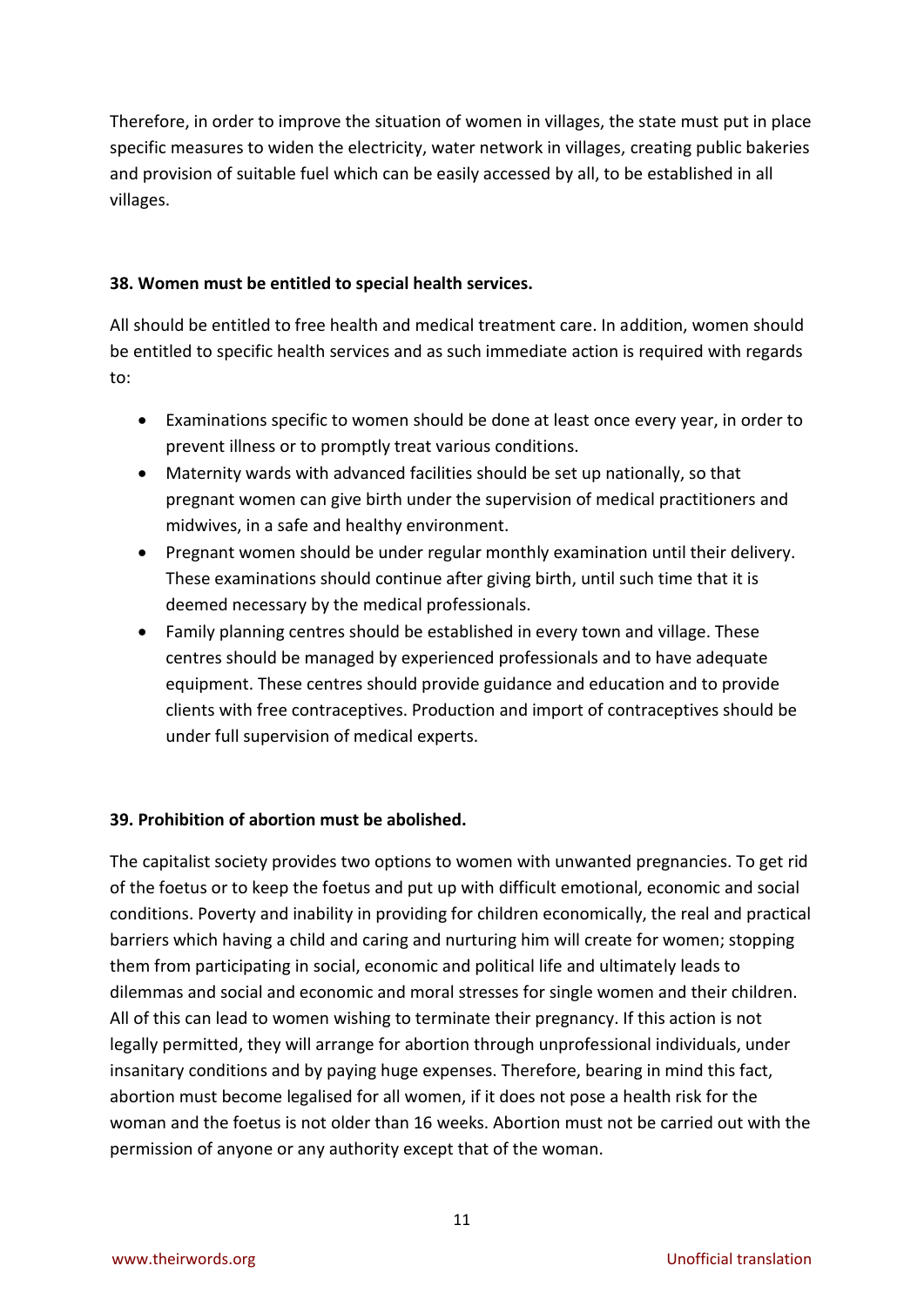Therefore, in order to improve the situation of women in villages, the state must put in place specific measures to widen the electricity, water network in villages, creating public bakeries and provision of suitable fuel which can be easily accessed by all, to be established in all villages.

**38. Women must be entitled to special health services.**

All should be entitled to free health and medical treatment care. In addition, women should be entitled to specific health services and as such immediate action is required with regards to:

- Examinations specific to women should be done at least once every year, in order to prevent illness or to promptly treat various conditions.
- Maternity wards with advanced facilities should be set up nationally, so that pregnant women can give birth under the supervision of medical practitioners and midwives, in a safe and healthy environment.
- Pregnant women should be under regular monthly examination until their delivery. These examinations should continue after giving birth, until such time that it is deemed necessary by the medical professionals.
- Family planning centres should be established in every town and village. These centres should be managed by experienced professionals and to have adequate equipment. These centres should provide guidance and education and to provide clients with free contraceptives. Production and import of contraceptives should be under full supervision of medical experts.

**39. Prohibition of abortion must be abolished.**

The capitalist society provides two options to women with unwanted pregnancies. To get rid of the foetus or to keep the foetus and put up with difficult emotional, economic and social conditions. Poverty and inability in providing for children economically, the real and practical barriers which having a child and caring and nurturing him will create for women; stopping them from participating in social, economic and political life and ultimately leads to dilemmas and social and economic and moral stresses for single women and their children. All of this can lead to women wishing to terminate their pregnancy. If this action is not legally permitted, they will arrange for abortion through unprofessional individuals, under insanitary conditions and by paying huge expenses. Therefore, bearing in mind this fact, abortion must become legalised for all women, if it does not pose a health risk for the woman and the foetus is not older than 16 weeks. Abortion must not be carried out with the permission of anyone or any authority except that of the woman.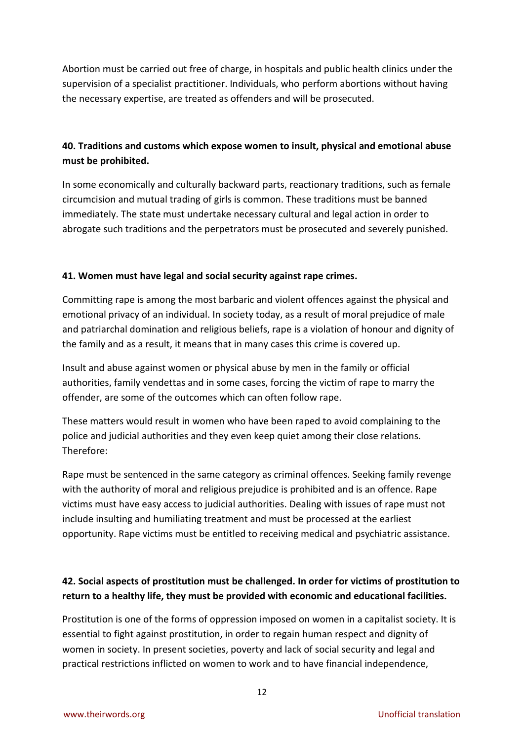Abortion must be carried out free of charge, in hospitals and public health clinics under the supervision of a specialist practitioner. Individuals, who perform abortions without having the necessary expertise, are treated as offenders and will be prosecuted.

**40. Traditions and customs which expose women to insult, physical and emotional abuse must be prohibited.**

In some economically and culturally backward parts, reactionary traditions, such as female circumcision and mutual trading of girls is common. These traditions must be banned immediately. The state must undertake necessary cultural and legal action in order to abrogate such traditions and the perpetrators must be prosecuted and severely punished.

**41. Women must have legal and social security against rape crimes.**

Committing rape is among the most barbaric and violent offences against the physical and emotional privacy of an individual. In society today, as a result of moral prejudice of male and patriarchal domination and religious beliefs, rape is a violation of honour and dignity of the family and as a result, it means that in many cases this crime is covered up.

Insult and abuse against women or physical abuse by men in the family or official authorities, family vendettas and in some cases, forcing the victim of rape to marry the offender, are some of the outcomes which can often follow rape.

These matters would result in women who have been raped to avoid complaining to the police and judicial authorities and they even keep quiet among their close relations. Therefore:

Rape must be sentenced in the same category as criminal offences. Seeking family revenge with the authority of moral and religious prejudice is prohibited and is an offence. Rape victims must have easy access to judicial authorities. Dealing with issues of rape must not include insulting and humiliating treatment and must be processed at the earliest opportunity. Rape victims must be entitled to receiving medical and psychiatric assistance.

**42. Social aspects of prostitution must be challenged. In order for victims of prostitution to return to a healthy life, they must be provided with economic and educational facilities.**

Prostitution is one of the forms of oppression imposed on women in a capitalist society. It is essential to fight against prostitution, in order to regain human respect and dignity of women in society. In present societies, poverty and lack of social security and legal and practical restrictions inflicted on women to work and to have financial independence,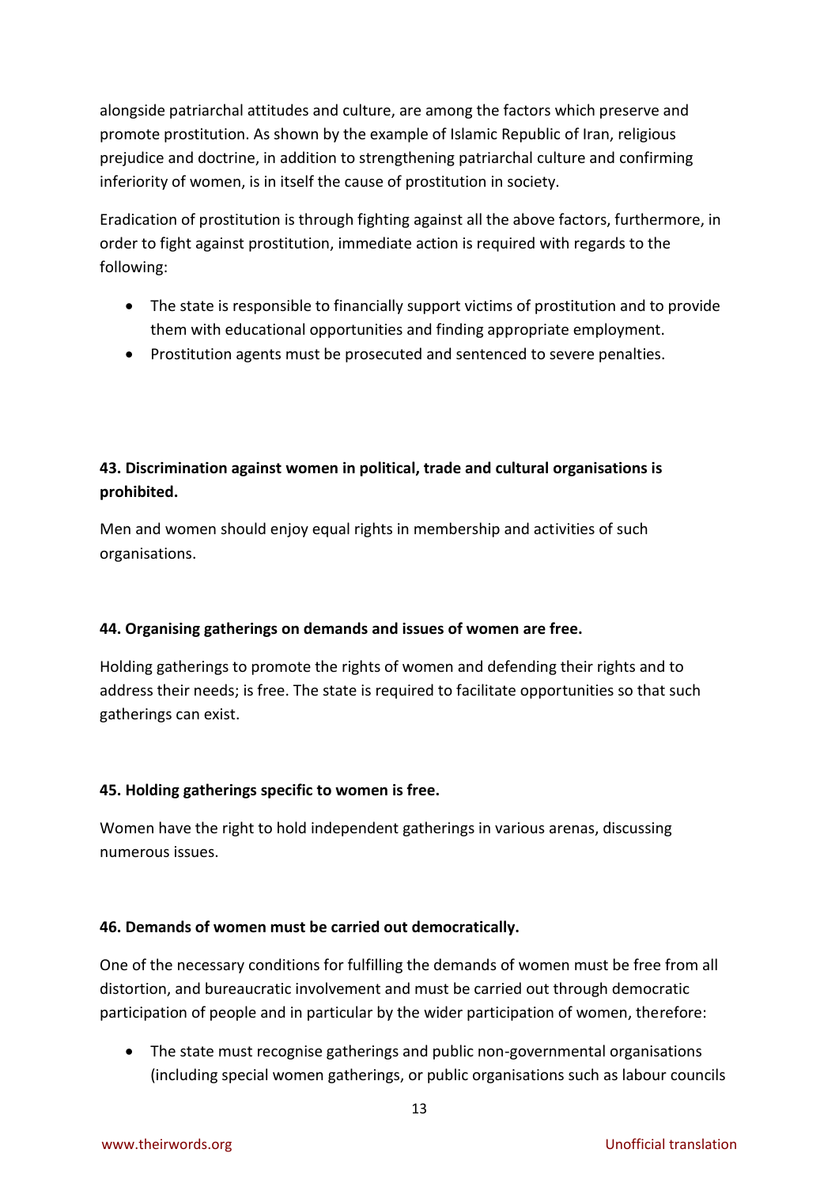alongside patriarchal attitudes and culture, are among the factors which preserve and promote prostitution. As shown by the example of Islamic Republic of Iran, religious prejudice and doctrine, in addition to strengthening patriarchal culture and confirming inferiority of women, is in itself the cause of prostitution in society.

Eradication of prostitution is through fighting against all the above factors, furthermore, in order to fight against prostitution, immediate action is required with regards to the following:

- The state is responsible to financially support victims of prostitution and to provide them with educational opportunities and finding appropriate employment.
- Prostitution agents must be prosecuted and sentenced to severe penalties.

**43. Discrimination against women in political, trade and cultural organisations is prohibited.**

Men and women should enjoy equal rights in membership and activities of such organisations.

**44. Organising gatherings on demands and issues of women are free.**

Holding gatherings to promote the rights of women and defending their rights and to address their needs; is free. The state is required to facilitate opportunities so that such gatherings can exist.

**45. Holding gatherings specific to women is free.**

Women have the right to hold independent gatherings in various arenas, discussing numerous issues.

**46. Demands of women must be carried out democratically.**

One of the necessary conditions for fulfilling the demands of women must be free from all distortion, and bureaucratic involvement and must be carried out through democratic participation of people and in particular by the wider participation of women, therefore:

- The state must recognise gatherings and public non-governmental organisations (including special women gatherings, or public organisations such as labour councils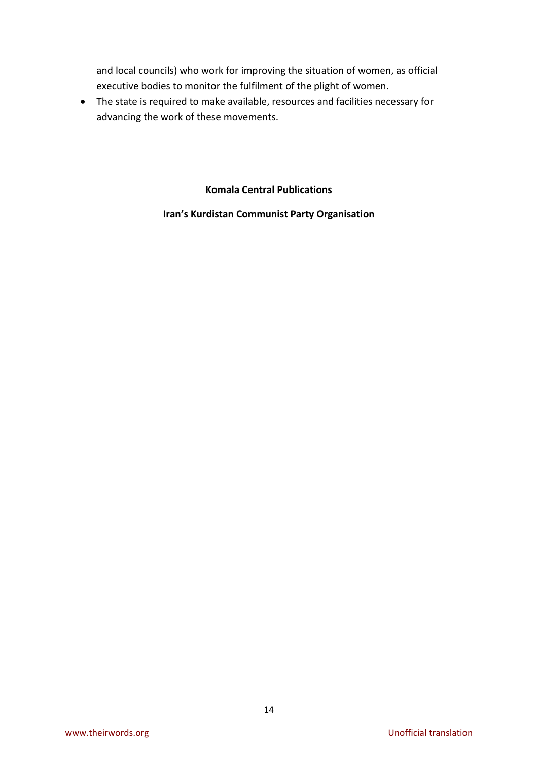and local councils) who work for improving the situation of women, as official executive bodies to monitor the fulfilment of the plight of women.

- The state is required to make available, resources and facilities necessary for advancing the work of these movements.

**Komala Central Publications**

**Iran's Kurdistan Communist Party Organisation**